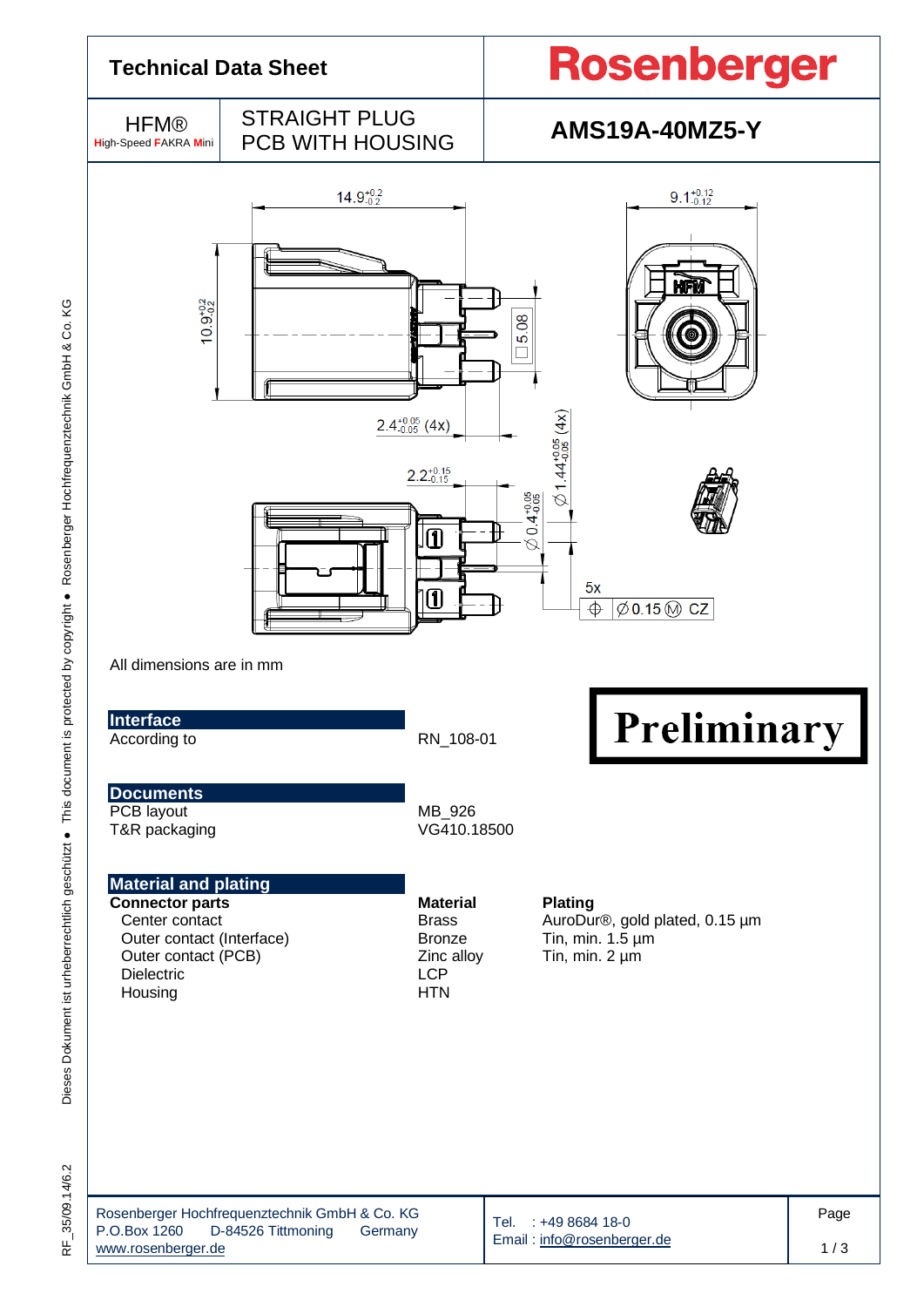# Technical Data Sheet

**Rosenberger**

HFM®
High-Speed FAKRA Mini

STRAIGHT PLUG
PCB WITH HOUSING

**AMS19A-40MZ5-Y**

All dimensions are in mm

**Preliminary**

## Interface

| | |
|---|---|
| According to | RN_108-01 |

## Documents

| | |
|---|---|
| PCB layout | MB_926 |
| T&R packaging | VG410.18500 |

## Material and plating

| Connector parts | Material | Plating |
|---|---|---|
| Center contact | Brass | AuroDur®, gold plated, 0.15 µm |
| Outer contact (Interface) | Bronze | Tin, min. 1.5 µm |
| Outer contact (PCB) | Zinc alloy | Tin, min. 2 µm |
| Dielectric | LCP | |
| Housing | HTN | |

Rosenberger Hochfrequenztechnik GmbH & Co. KG
P.O.Box 1260 D-84526 Tittmoning Germany
www.rosenberger.de

Tel. : +49 8684 18-0
Email : info@rosenberger.de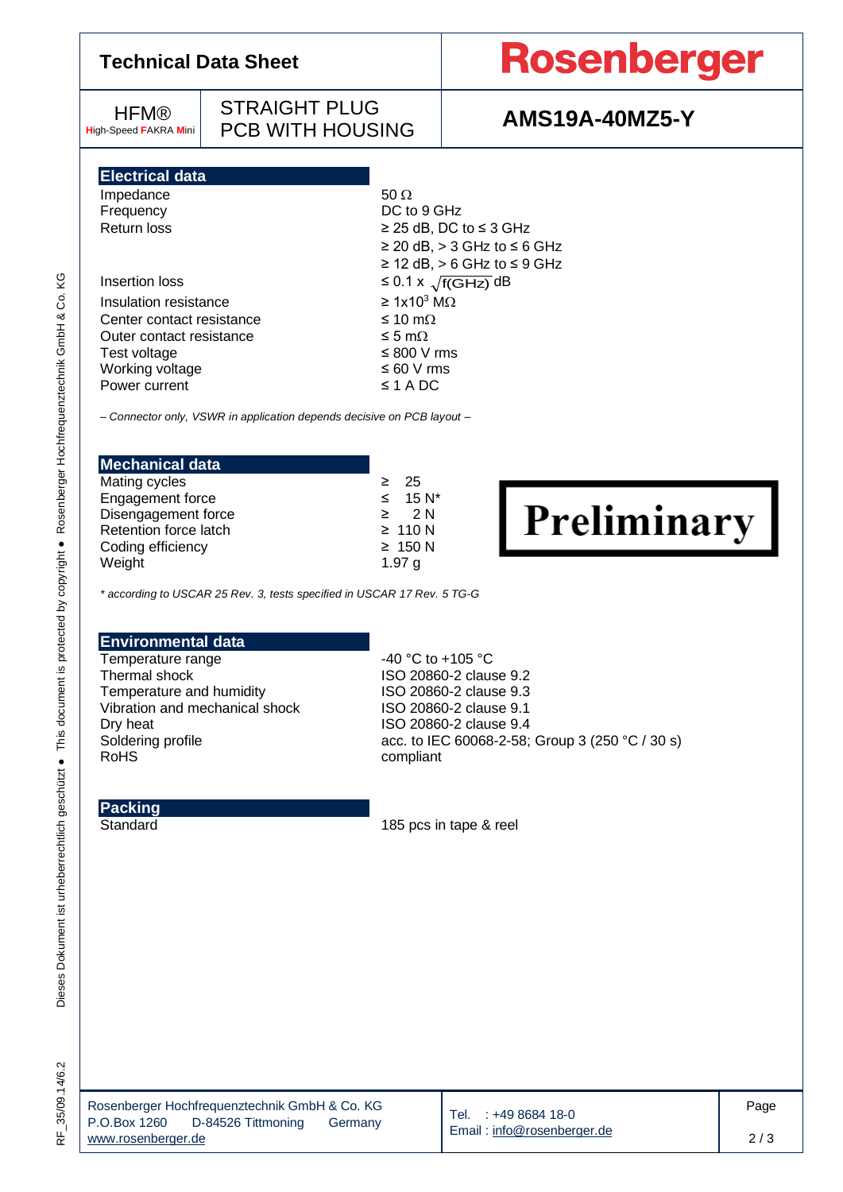# Technical Data Sheet

**Rosenberger**

| HFM® High-Speed FAKRA Mini | STRAIGHT PLUG PCB WITH HOUSING | **AMS19A-40MZ5-Y** |
|---|---|---|

## Electrical data

| | |
|---|---|
| Impedance | 50 Ω |
| Frequency | DC to 9 GHz |
| Return loss | ≥ 25 dB, DC to ≤ 3 GHz |
| | ≥ 20 dB, > 3 GHz to ≤ 6 GHz |
| | ≥ 12 dB, > 6 GHz to ≤ 9 GHz |
| Insertion loss | ≤ 0.1 x $\sqrt{f(GHz)}$ dB |
| Insulation resistance | ≥ 1x10$^3$ MΩ |
| Center contact resistance | ≤ 10 mΩ |
| Outer contact resistance | ≤ 5 mΩ |
| Test voltage | ≤ 800 V rms |
| Working voltage | ≤ 60 V rms |
| Power current | ≤ 1 A DC |

*– Connector only, VSWR in application depends decisive on PCB layout –*

## Mechanical data

| | |
|---|---|
| Mating cycles | ≥ 25 |
| Engagement force | ≤ 15 N* |
| Disengagement force | ≥ 2 N |
| Retention force latch | ≥ 110 N |
| Coding efficiency | ≥ 150 N |
| Weight | 1.97 g |

**Preliminary**

*\* according to USCAR 25 Rev. 3, tests specified in USCAR 17 Rev. 5 TG-G*

## Environmental data

| | |
|---|---|
| Temperature range | -40 °C to +105 °C |
| Thermal shock | ISO 20860-2 clause 9.2 |
| Temperature and humidity | ISO 20860-2 clause 9.3 |
| Vibration and mechanical shock | ISO 20860-2 clause 9.1 |
| Dry heat | ISO 20860-2 clause 9.4 |
| Soldering profile | acc. to IEC 60068-2-58; Group 3 (250 °C / 30 s) |
| RoHS | compliant |

## Packing

| | |
|---|---|
| Standard | 185 pcs in tape & reel |

Rosenberger Hochfrequenztechnik GmbH & Co. KG
P.O.Box 1260 D-84526 Tittmoning Germany
www.rosenberger.de

Tel. : +49 8684 18-0
Email : info@rosenberger.de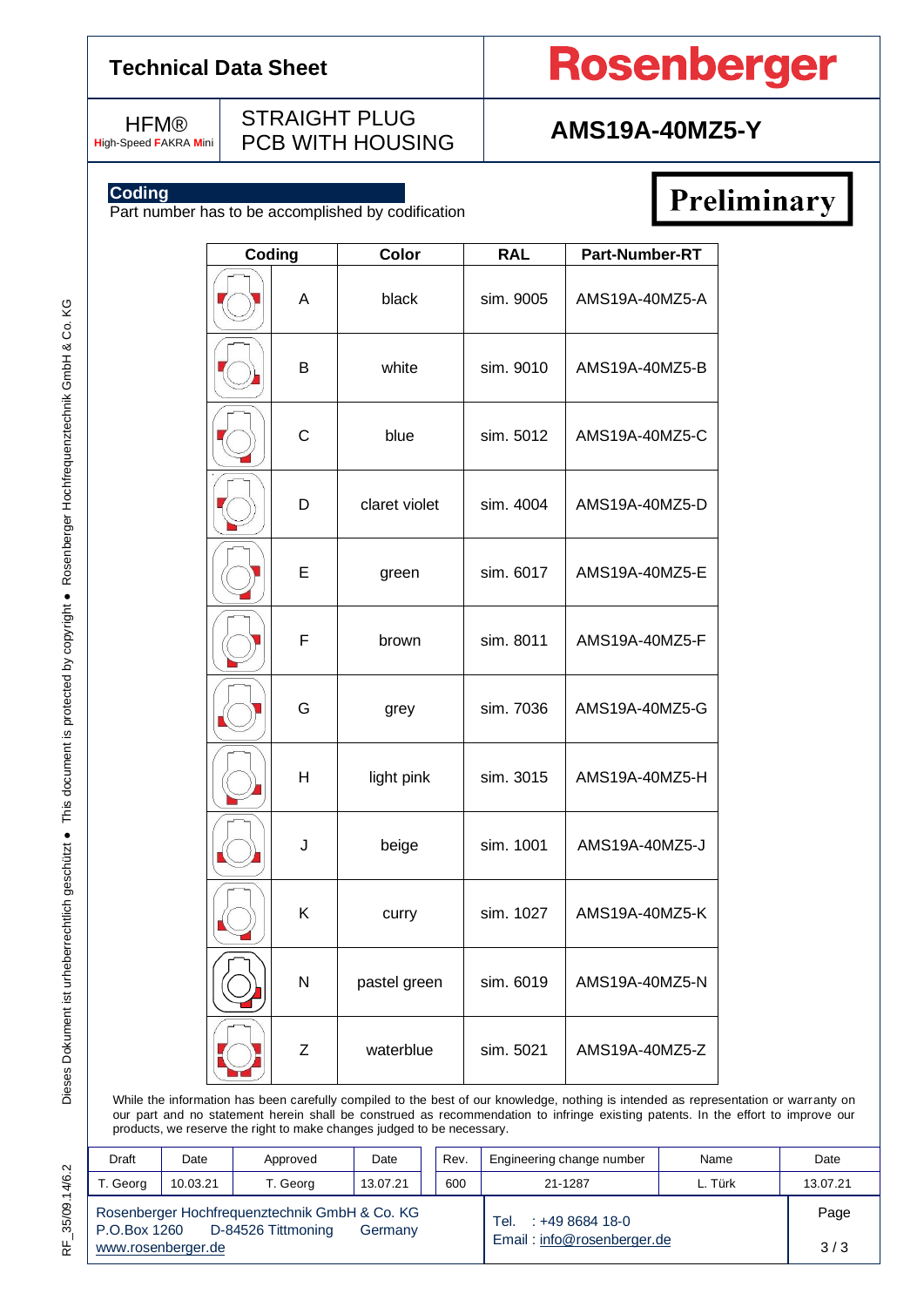# Technical Data Sheet

**Rosenberger**

HFM®
High-Speed FAKRA Mini

STRAIGHT PLUG
PCB WITH HOUSING

## AMS19A-40MZ5-Y

**Preliminary**

**Coding**
Part number has to be accomplished by codification

| Coding | | Color | RAL | Part-Number-RT |
|---|---|---|---|---|
| | A | black | sim. 9005 | AMS19A-40MZ5-A |
| | B | white | sim. 9010 | AMS19A-40MZ5-B |
| | C | blue | sim. 5012 | AMS19A-40MZ5-C |
| | D | claret violet | sim. 4004 | AMS19A-40MZ5-D |
| | E | green | sim. 6017 | AMS19A-40MZ5-E |
| | F | brown | sim. 8011 | AMS19A-40MZ5-F |
| | G | grey | sim. 7036 | AMS19A-40MZ5-G |
| | H | light pink | sim. 3015 | AMS19A-40MZ5-H |
| | J | beige | sim. 1001 | AMS19A-40MZ5-J |
| | K | curry | sim. 1027 | AMS19A-40MZ5-K |
| | N | pastel green | sim. 6019 | AMS19A-40MZ5-N |
| | Z | waterblue | sim. 5021 | AMS19A-40MZ5-Z |

While the information has been carefully compiled to the best of our knowledge, nothing is intended as representation or warranty on our part and no statement herein shall be construed as recommendation to infringe existing patents. In the effort to improve our products, we reserve the right to make changes judged to be necessary.

| Draft | Date | Approved | Date | Rev. | Engineering change number | Name | Date |
|---|---|---|---|---|---|---|---|
| T. Georg | 10.03.21 | T. Georg | 13.07.21 | 600 | 21-1287 | L. Türk | 13.07.21 |

Rosenberger Hochfrequenztechnik GmbH & Co. KG
P.O.Box 1260 D-84526 Tittmoning Germany
www.rosenberger.de

Tel. : +49 8684 18-0
Email : info@rosenberger.de

Dieses Dokument ist urheberrechtlich geschützt ● This document is protected by copyright ● Rosenberger Hochfrequenztechnik GmbH & Co. KG

RF_35/09.14/6.2